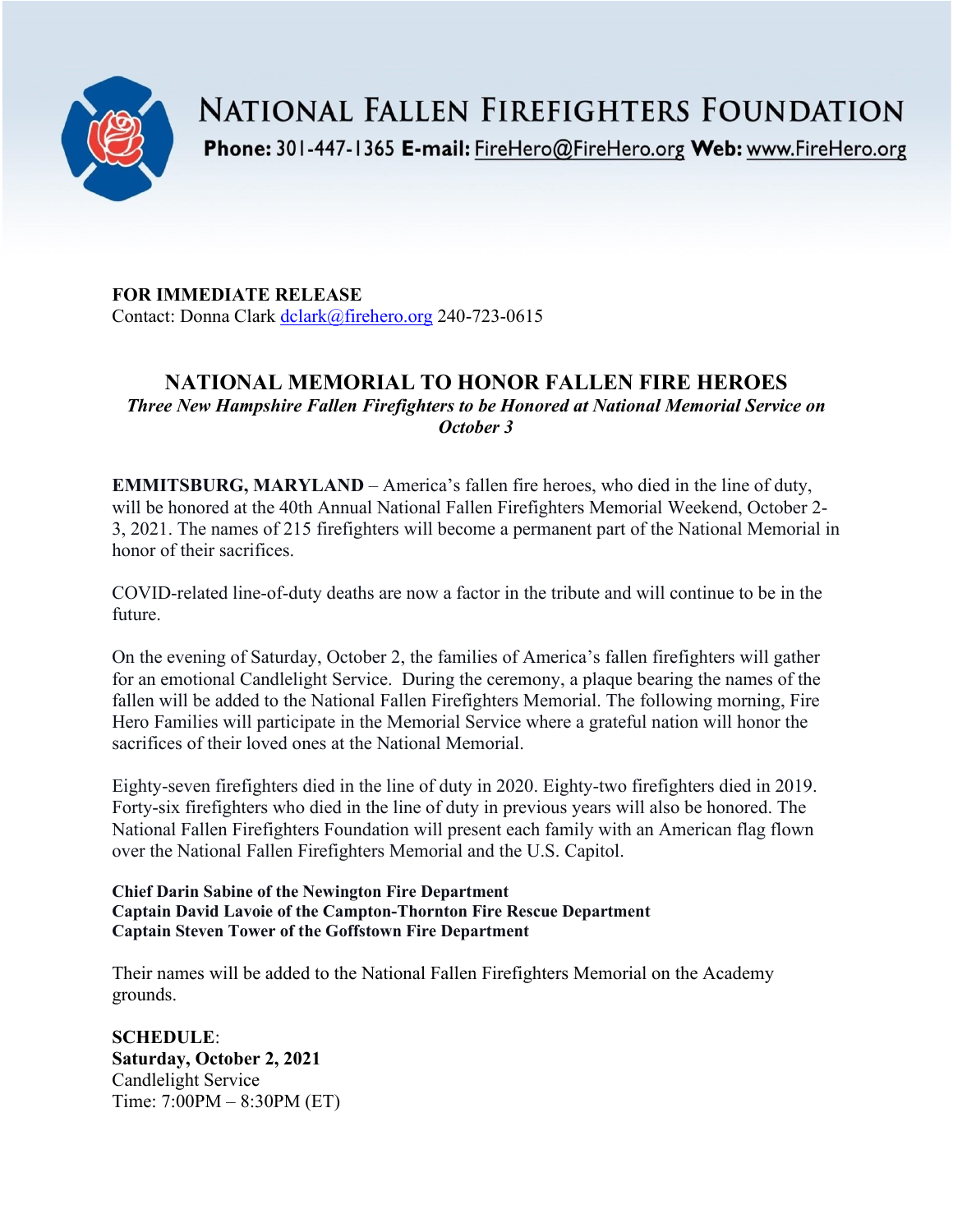# NATIONAL FALLEN FIREFIGHTERS FOUNDATION

**Phone:** 301-447-1365 **E-mail:** FireHero@FireHero.org **Web:** www.FireHero.org

**FOR IMMEDIATE RELEASE**
Contact: Donna Clark dclark@firehero.org 240-723-0615

## NATIONAL MEMORIAL TO HONOR FALLEN FIRE HEROES

***Three New Hampshire Fallen Firefighters to be Honored at National Memorial Service on October 3***

**EMMITSBURG, MARYLAND** – America's fallen fire heroes, who died in the line of duty, will be honored at the 40th Annual National Fallen Firefighters Memorial Weekend, October 2-3, 2021. The names of 215 firefighters will become a permanent part of the National Memorial in honor of their sacrifices.

COVID-related line-of-duty deaths are now a factor in the tribute and will continue to be in the future.

On the evening of Saturday, October 2, the families of America's fallen firefighters will gather for an emotional Candlelight Service. During the ceremony, a plaque bearing the names of the fallen will be added to the National Fallen Firefighters Memorial. The following morning, Fire Hero Families will participate in the Memorial Service where a grateful nation will honor the sacrifices of their loved ones at the National Memorial.

Eighty-seven firefighters died in the line of duty in 2020. Eighty-two firefighters died in 2019. Forty-six firefighters who died in the line of duty in previous years will also be honored. The National Fallen Firefighters Foundation will present each family with an American flag flown over the National Fallen Firefighters Memorial and the U.S. Capitol.

**Chief Darin Sabine of the Newington Fire Department**
**Captain David Lavoie of the Campton-Thornton Fire Rescue Department**
**Captain Steven Tower of the Goffstown Fire Department**

Their names will be added to the National Fallen Firefighters Memorial on the Academy grounds.

**SCHEDULE**:
**Saturday, October 2, 2021**
Candlelight Service
Time: 7:00PM – 8:30PM (ET)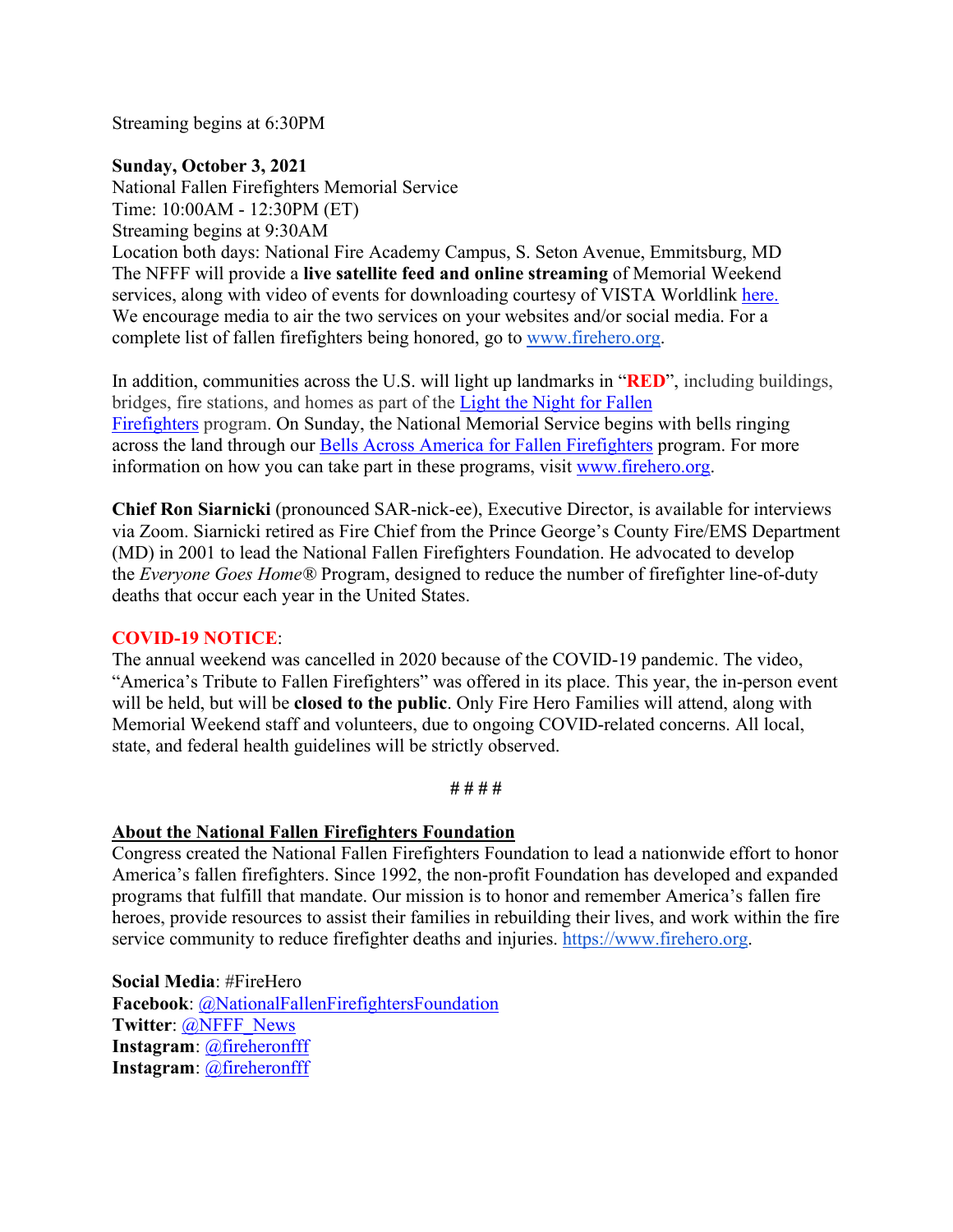Streaming begins at 6:30PM

**Sunday, October 3, 2021**
National Fallen Firefighters Memorial Service
Time: 10:00AM - 12:30PM (ET)
Streaming begins at 9:30AM
Location both days: National Fire Academy Campus, S. Seton Avenue, Emmitsburg, MD
The NFFF will provide a **live satellite feed and online streaming** of Memorial Weekend services, along with video of events for downloading courtesy of VISTA Worldlink here. We encourage media to air the two services on your websites and/or social media. For a complete list of fallen firefighters being honored, go to www.firehero.org.

In addition, communities across the U.S. will light up landmarks in "**RED**", including buildings, bridges, fire stations, and homes as part of the Light the Night for Fallen Firefighters program. On Sunday, the National Memorial Service begins with bells ringing across the land through our Bells Across America for Fallen Firefighters program. For more information on how you can take part in these programs, visit www.firehero.org.

**Chief Ron Siarnicki** (pronounced SAR-nick-ee), Executive Director, is available for interviews via Zoom. Siarnicki retired as Fire Chief from the Prince George's County Fire/EMS Department (MD) in 2001 to lead the National Fallen Firefighters Foundation. He advocated to develop the *Everyone Goes Home®* Program, designed to reduce the number of firefighter line-of-duty deaths that occur each year in the United States.

**COVID-19 NOTICE**:
The annual weekend was cancelled in 2020 because of the COVID-19 pandemic. The video, "America's Tribute to Fallen Firefighters" was offered in its place. This year, the in-person event will be held, but will be **closed to the public**. Only Fire Hero Families will attend, along with Memorial Weekend staff and volunteers, due to ongoing COVID-related concerns. All local, state, and federal health guidelines will be strictly observed.

# # # #

**About the National Fallen Firefighters Foundation**
Congress created the National Fallen Firefighters Foundation to lead a nationwide effort to honor America's fallen firefighters. Since 1992, the non-profit Foundation has developed and expanded programs that fulfill that mandate. Our mission is to honor and remember America's fallen fire heroes, provide resources to assist their families in rebuilding their lives, and work within the fire service community to reduce firefighter deaths and injuries. https://www.firehero.org.

**Social Media**: #FireHero
**Facebook**: @NationalFallenFirefightersFoundation
**Twitter**: @NFFF_News
**Instagram**: @fireheronfff
**Instagram**: @fireheronfff